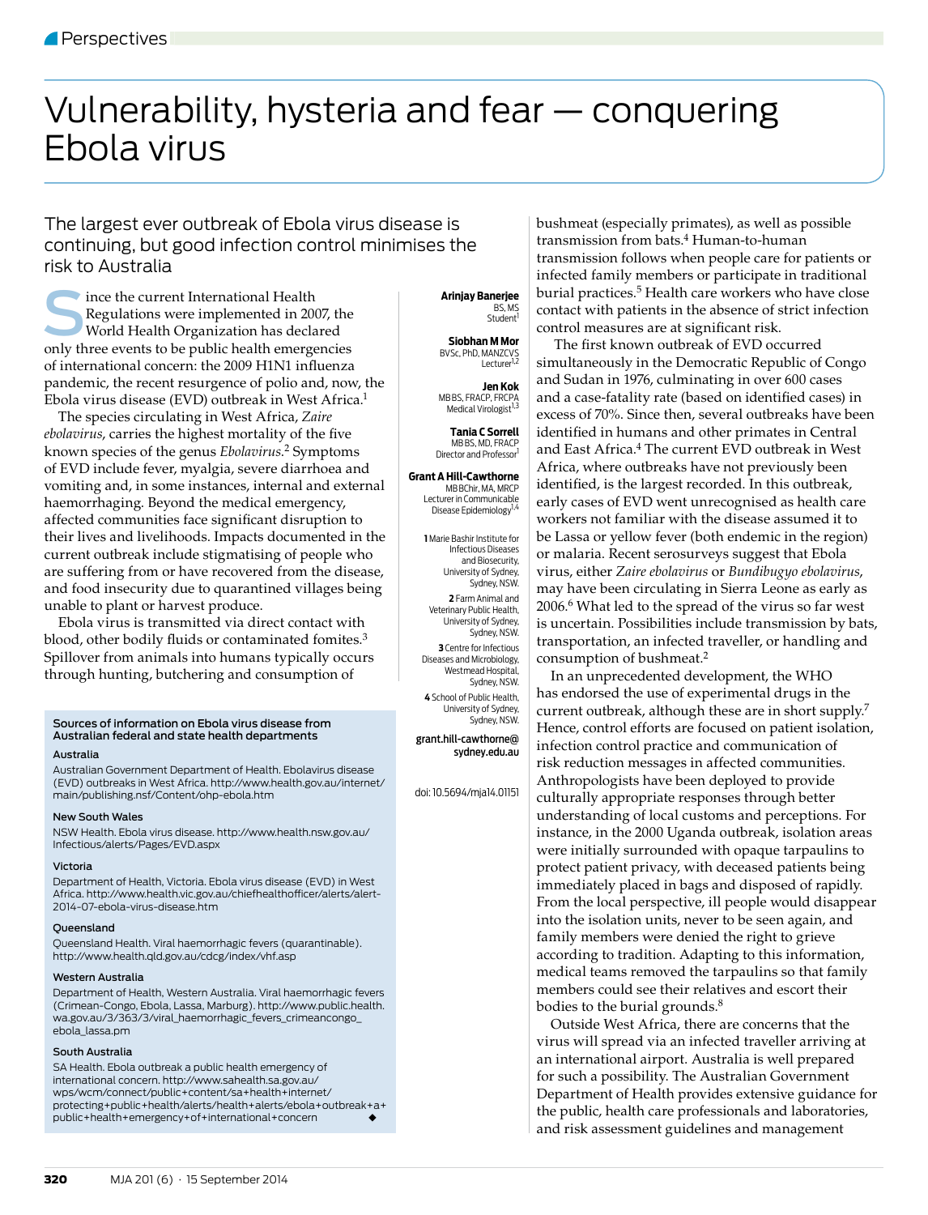# Vulnerability, hysteria and fear — conquering Ebola virus

## The largest ever outbreak of Ebola virus disease is continuing, but good infection control minimises the risk to Australia

**Arinjay Banerjee** BS, MS Student[1]

**Siobhan M Mor** BVSc, PhD, MANZCVS Lecturer[1,2]

**Jen Kok** MB BS, FRACP, FRCPA Medical Virologist[1,3]

**Tania C Sorrell** MB BS, MD, FRACP Director and Professor[1]

**Grant A Hill-Cawthorne** MB BChir, MA, MRCP Lecturer in Communicable Disease Epidemiology[1,4]

**1** Marie Bashir Institute for Infectious Diseases and Biosecurity, University of Sydney, Sydney, NSW.

**2** Farm Animal and Veterinary Public Health, University of Sydney, Sydney, NSW.

**3** Centre for Infectious Diseases and Microbiology, Westmead Hospital, Sydney, NSW.

**4** School of Public Health, University of Sydney, Sydney, NSW.

**grant.hill-cawthorne@sydney.edu.au**

doi: 10.5694/mja14.01151

Since the current International Health Regulations were implemented in 2007, the World Health Organization has declared only three events to be public health emergencies of international concern: the 2009 H1N1 influenza pandemic, the recent resurgence of polio and, now, the Ebola virus disease (EVD) outbreak in West Africa.[1]

The species circulating in West Africa, *Zaire ebolavirus*, carries the highest mortality of the five known species of the genus *Ebolavirus*.[2] Symptoms of EVD include fever, myalgia, severe diarrhoea and vomiting and, in some instances, internal and external haemorrhaging. Beyond the medical emergency, affected communities face significant disruption to their lives and livelihoods. Impacts documented in the current outbreak include stigmatising of people who are suffering from or have recovered from the disease, and food insecurity due to quarantined villages being unable to plant or harvest produce.

Ebola virus is transmitted via direct contact with blood, other bodily fluids or contaminated fomites.[3] Spillover from animals into humans typically occurs through hunting, butchering and consumption of bushmeat (especially primates), as well as possible transmission from bats.[4] Human-to-human transmission follows when people care for patients or infected family members or participate in traditional burial practices.[5] Health care workers who have close contact with patients in the absence of strict infection control measures are at significant risk.

The first known outbreak of EVD occurred simultaneously in the Democratic Republic of Congo and Sudan in 1976, culminating in over 600 cases and a case-fatality rate (based on identified cases) in excess of 70%. Since then, several outbreaks have been identified in humans and other primates in Central and East Africa.[4] The current EVD outbreak in West Africa, where outbreaks have not previously been identified, is the largest recorded. In this outbreak, early cases of EVD went unrecognised as health care workers not familiar with the disease assumed it to be Lassa or yellow fever (both endemic in the region) or malaria. Recent serosurveys suggest that Ebola virus, either *Zaire ebolavirus* or *Bundibugyo ebolavirus*, may have been circulating in Sierra Leone as early as 2006.[6] What led to the spread of the virus so far west is uncertain. Possibilities include transmission by bats, transportation, an infected traveller, or handling and consumption of bushmeat.[2]

In an unprecedented development, the WHO has endorsed the use of experimental drugs in the current outbreak, although these are in short supply.[7] Hence, control efforts are focused on patient isolation, infection control practice and communication of risk reduction messages in affected communities. Anthropologists have been deployed to provide culturally appropriate responses through better understanding of local customs and perceptions. For instance, in the 2000 Uganda outbreak, isolation areas were initially surrounded with opaque tarpaulins to protect patient privacy, with deceased patients being immediately placed in bags and disposed of rapidly. From the local perspective, ill people would disappear into the isolation units, never to be seen again, and family members were denied the right to grieve according to tradition. Adapting to this information, medical teams removed the tarpaulins so that family members could see their relatives and escort their bodies to the burial grounds.[8]

Outside West Africa, there are concerns that the virus will spread via an infected traveller arriving at an international airport. Australia is well prepared for such a possibility. The Australian Government Department of Health provides extensive guidance for the public, health care professionals and laboratories, and risk assessment guidelines and management

---

### Sources of information on Ebola virus disease from Australian federal and state health departments

**Australia**

Australian Government Department of Health. Ebolavirus disease (EVD) outbreaks in West Africa. http://www.health.gov.au/internet/main/publishing.nsf/Content/ohp-ebola.htm

**New South Wales**

NSW Health. Ebola virus disease. http://www.health.nsw.gov.au/Infectious/alerts/Pages/EVD.aspx

**Victoria**

Department of Health, Victoria. Ebola virus disease (EVD) in West Africa. http://www.health.vic.gov.au/chiefhealthofficer/alerts/alert-2014-07-ebola-virus-disease.htm

**Queensland**

Queensland Health. Viral haemorrhagic fevers (quarantinable). http://www.health.qld.gov.au/cdcg/index/vhf.asp

**Western Australia**

Department of Health, Western Australia. Viral haemorrhagic fevers (Crimean-Congo, Ebola, Lassa, Marburg). http://www.public.health.wa.gov.au/3/363/3/viral_haemorrhagic_fevers_crimeancongo_ebola_lassa.pm

**South Australia**

SA Health. Ebola outbreak a public health emergency of international concern. http://www.sahealth.sa.gov.au/wps/wcm/connect/public+content/sa+health+internet/protecting+public+health/alerts/health+alerts/ebola+outbreak+a+public+health+emergency+of+international+concern ◆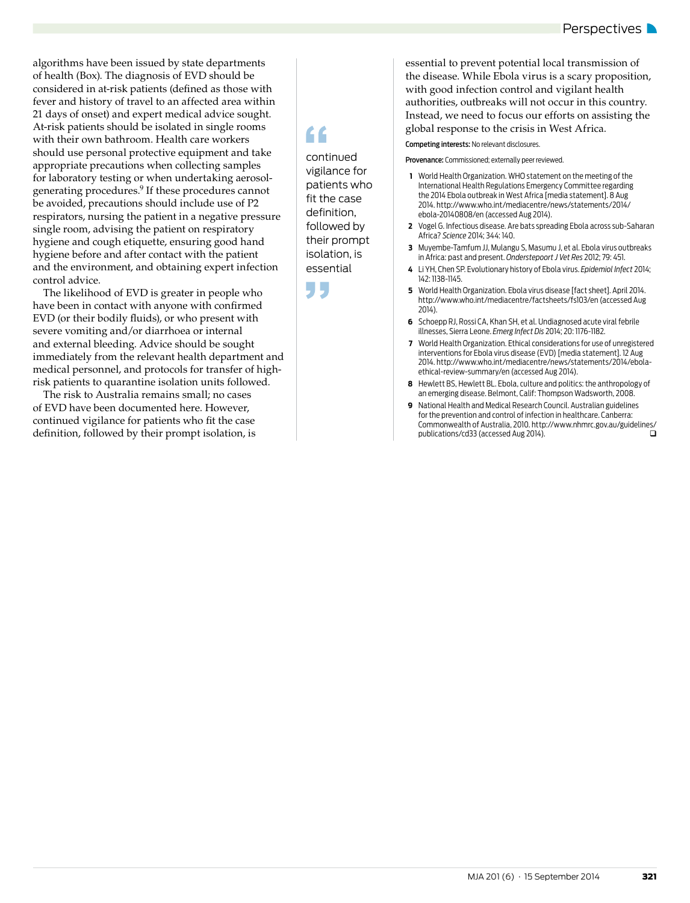algorithms have been issued by state departments of health (Box). The diagnosis of EVD should be considered in at-risk patients (defined as those with fever and history of travel to an affected area within 21 days of onset) and expert medical advice sought. At-risk patients should be isolated in single rooms with their own bathroom. Health care workers should use personal protective equipment and take appropriate precautions when collecting samples for laboratory testing or when undertaking aerosol-generating procedures.[9] If these procedures cannot be avoided, precautions should include use of P2 respirators, nursing the patient in a negative pressure single room, advising the patient on respiratory hygiene and cough etiquette, ensuring good hand hygiene before and after contact with the patient and the environment, and obtaining expert infection control advice.

The likelihood of EVD is greater in people who have been in contact with anyone with confirmed EVD (or their bodily fluids), or who present with severe vomiting and/or diarrhoea or internal and external bleeding. Advice should be sought immediately from the relevant health department and medical personnel, and protocols for transfer of high-risk patients to quarantine isolation units followed.

The risk to Australia remains small; no cases of EVD have been documented here. However, continued vigilance for patients who fit the case definition, followed by their prompt isolation, is essential to prevent potential local transmission of the disease. While Ebola virus is a scary proposition, with good infection control and vigilant health authorities, outbreaks will not occur in this country. Instead, we need to focus our efforts on assisting the global response to the crisis in West Africa.

> "continued vigilance for patients who fit the case definition, followed by their prompt isolation, is essential"

**Competing interests:** No relevant disclosures.

**Provenance:** Commissioned; externally peer reviewed.

1. World Health Organization. WHO statement on the meeting of the International Health Regulations Emergency Committee regarding the 2014 Ebola outbreak in West Africa [media statement]. 8 Aug 2014. http://www.who.int/mediacentre/news/statements/2014/ebola-20140808/en (accessed Aug 2014).
2. Vogel G. Infectious disease. Are bats spreading Ebola across sub-Saharan Africa? *Science* 2014; 344: 140.
3. Muyembe-Tamfum JJ, Mulangu S, Masumu J, et al. Ebola virus outbreaks in Africa: past and present. *Onderstepoort J Vet Res* 2012; 79: 451.
4. Li YH, Chen SP. Evolutionary history of Ebola virus. *Epidemiol Infect* 2014; 142: 1138-1145.
5. World Health Organization. Ebola virus disease [fact sheet]. April 2014. http://www.who.int/mediacentre/factsheets/fs103/en (accessed Aug 2014).
6. Schoepp RJ, Rossi CA, Khan SH, et al. Undiagnosed acute viral febrile illnesses, Sierra Leone. *Emerg Infect Dis* 2014; 20: 1176-1182.
7. World Health Organization. Ethical considerations for use of unregistered interventions for Ebola virus disease (EVD) [media statement]. 12 Aug 2014. http://www.who.int/mediacentre/news/statements/2014/ebola-ethical-review-summary/en (accessed Aug 2014).
8. Hewlett BS, Hewlett BL. Ebola, culture and politics: the anthropology of an emerging disease. Belmont, Calif: Thompson Wadsworth, 2008.
9. National Health and Medical Research Council. Australian guidelines for the prevention and control of infection in healthcare. Canberra: Commonwealth of Australia, 2010. http://www.nhmrc.gov.au/guidelines/publications/cd33 (accessed Aug 2014).